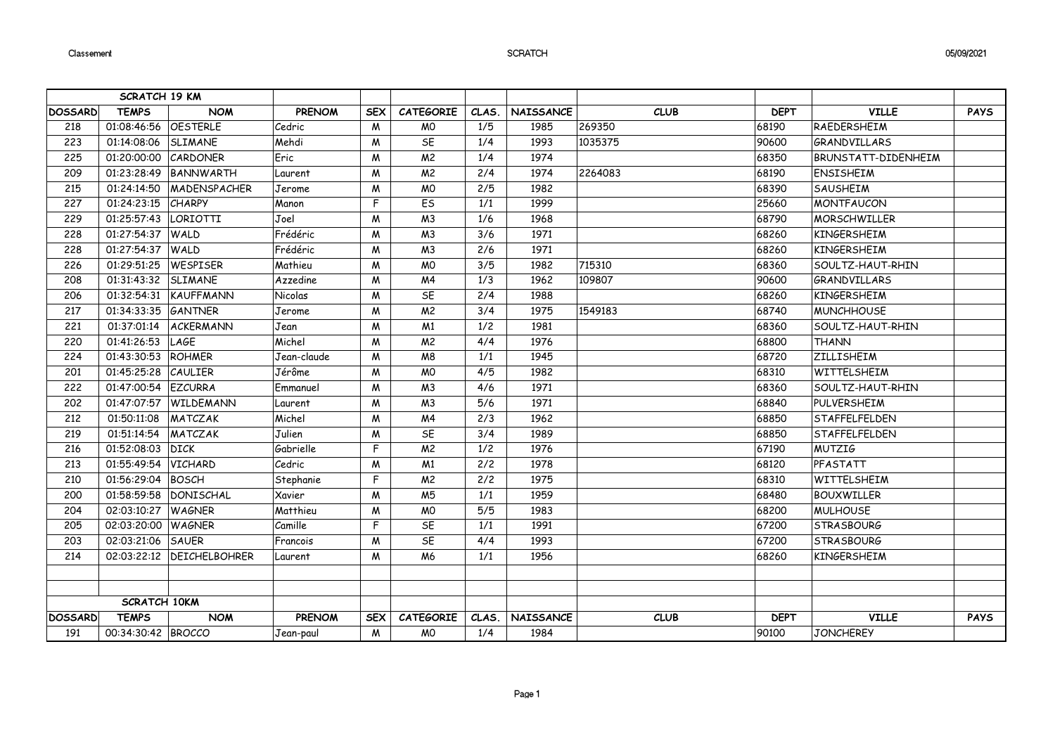| SCRATCH 19 KM | | | | | | | | | | | |
|---|---|---|---|---|---|---|---|---|---|---|---|
| DOSSARD | TEMPS | NOM | PRENOM | SEX | CATEGORIE | CLAS. | NAISSANCE | CLUB | DEPT | VILLE | PAYS |
| 218 | 01:08:46:56 | OESTERLE | Cedric | M | M0 | 1/5 | 1985 | 269350 | 68190 | RAEDERSHEIM | |
| 223 | 01:14:08:06 | SLIMANE | Mehdi | M | SE | 1/4 | 1993 | 1035375 | 90600 | GRANDVILLARS | |
| 225 | 01:20:00:00 | CARDONER | Eric | M | M2 | 1/4 | 1974 | | 68350 | BRUNSTATT-DIDENHEIM | |
| 209 | 01:23:28:49 | BANNWARTH | Laurent | M | M2 | 2/4 | 1974 | 2264083 | 68190 | ENSISHEIM | |
| 215 | 01:24:14:50 | MADENSPACHER | Jerome | M | M0 | 2/5 | 1982 | | 68390 | SAUSHEIM | |
| 227 | 01:24:23:15 | CHARPY | Manon | F | ES | 1/1 | 1999 | | 25660 | MONTFAUCON | |
| 229 | 01:25:57:43 | LORIOTTI | Joel | M | M3 | 1/6 | 1968 | | 68790 | MORSCHWILLER | |
| 228 | 01:27:54:37 | WALD | Frédéric | M | M3 | 3/6 | 1971 | | 68260 | KINGERSHEIM | |
| 228 | 01:27:54:37 | WALD | Frédéric | M | M3 | 2/6 | 1971 | | 68260 | KINGERSHEIM | |
| 226 | 01:29:51:25 | WESPISER | Mathieu | M | M0 | 3/5 | 1982 | 715310 | 68360 | SOULTZ-HAUT-RHIN | |
| 208 | 01:31:43:32 | SLIMANE | Azzedine | M | M4 | 1/3 | 1962 | 109807 | 90600 | GRANDVILLARS | |
| 206 | 01:32:54:31 | KAUFFMANN | Nicolas | M | SE | 2/4 | 1988 | | 68260 | KINGERSHEIM | |
| 217 | 01:34:33:35 | GANTNER | Jerome | M | M2 | 3/4 | 1975 | 1549183 | 68740 | MUNCHHOUSE | |
| 221 | 01:37:01:14 | ACKERMANN | Jean | M | M1 | 1/2 | 1981 | | 68360 | SOULTZ-HAUT-RHIN | |
| 220 | 01:41:26:53 | LAGE | Michel | M | M2 | 4/4 | 1976 | | 68800 | THANN | |
| 224 | 01:43:30:53 | ROHMER | Jean-claude | M | M8 | 1/1 | 1945 | | 68720 | ZILLISHEIM | |
| 201 | 01:45:25:28 | CAULIER | Jérôme | M | M0 | 4/5 | 1982 | | 68310 | WITTELSHEIM | |
| 222 | 01:47:00:54 | EZCURRA | Emmanuel | M | M3 | 4/6 | 1971 | | 68360 | SOULTZ-HAUT-RHIN | |
| 202 | 01:47:07:57 | WILDEMANN | Laurent | M | M3 | 5/6 | 1971 | | 68840 | PULVERSHEIM | |
| 212 | 01:50:11:08 | MATCZAK | Michel | M | M4 | 2/3 | 1962 | | 68850 | STAFFELFELDEN | |
| 219 | 01:51:14:54 | MATCZAK | Julien | M | SE | 3/4 | 1989 | | 68850 | STAFFELFELDEN | |
| 216 | 01:52:08:03 | DICK | Gabrielle | F | M2 | 1/2 | 1976 | | 67190 | MUTZIG | |
| 213 | 01:55:49:54 | VICHARD | Cedric | M | M1 | 2/2 | 1978 | | 68120 | PFASTATT | |
| 210 | 01:56:29:04 | BOSCH | Stephanie | F | M2 | 2/2 | 1975 | | 68310 | WITTELSHEIM | |
| 200 | 01:58:59:58 | DONISCHAL | Xavier | M | M5 | 1/1 | 1959 | | 68480 | BOUXWILLER | |
| 204 | 02:03:10:27 | WAGNER | Matthieu | M | M0 | 5/5 | 1983 | | 68200 | MULHOUSE | |
| 205 | 02:03:20:00 | WAGNER | Camille | F | SE | 1/1 | 1991 | | 67200 | STRASBOURG | |
| 203 | 02:03:21:06 | SAUER | Francois | M | SE | 4/4 | 1993 | | 67200 | STRASBOURG | |
| 214 | 02:03:22:12 | DEICHELBOHRER | Laurent | M | M6 | 1/1 | 1956 | | 68260 | KINGERSHEIM | |

| SCRATCH 10KM | | | | | | | | | | | |
|---|---|---|---|---|---|---|---|---|---|---|---|
| DOSSARD | TEMPS | NOM | PRENOM | SEX | CATEGORIE | CLAS. | NAISSANCE | CLUB | DEPT | VILLE | PAYS |
| 191 | 00:34:30:42 | BROCCO | Jean-paul | M | M0 | 1/4 | 1984 | | 90100 | JONCHEREY | |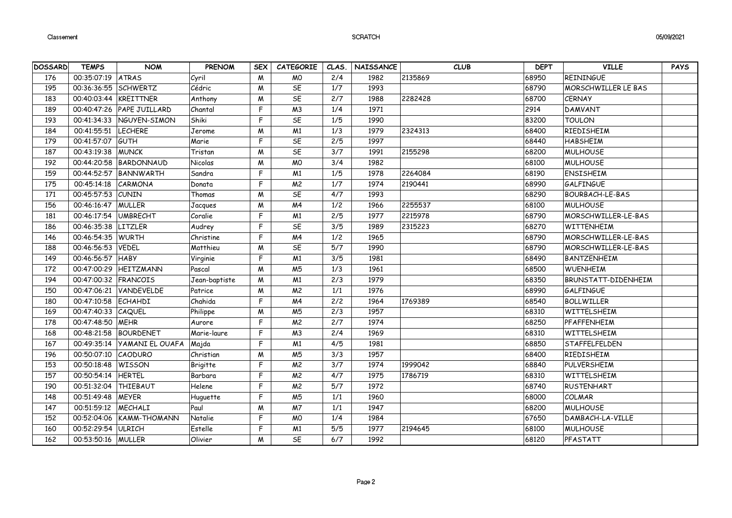| DOSSARD | TEMPS | NOM | PRENOM | SEX | CATEGORIE | CLAS. | NAISSANCE | CLUB | DEPT | VILLE | PAYS |
|---|---|---|---|---|---|---|---|---|---|---|---|
| 176 | 00:35:07:19 | ATRAS | Cyril | M | M0 | 2/4 | 1982 | 2135869 | 68950 | REININGUE | |
| 195 | 00:36:36:55 | SCHWERTZ | Cédric | M | SE | 1/7 | 1993 | | 68790 | MORSCHWILLER LE BAS | |
| 183 | 00:40:03:44 | KREITTNER | Anthony | M | SE | 2/7 | 1988 | 2282428 | 68700 | CERNAY | |
| 189 | 00:40:47:26 | PAPE JUILLARD | Chantal | F | M3 | 1/4 | 1971 | | 2914 | DAMVANT | |
| 193 | 00:41:34:33 | NGUYEN-SIMON | Shiki | F | SE | 1/5 | 1990 | | 83200 | TOULON | |
| 184 | 00:41:55:51 | LECHERE | Jerome | M | M1 | 1/3 | 1979 | 2324313 | 68400 | RIEDISHEIM | |
| 179 | 00:41:57:07 | GUTH | Marie | F | SE | 2/5 | 1997 | | 68440 | HABSHEIM | |
| 187 | 00:43:19:38 | MUNCK | Tristan | M | SE | 3/7 | 1991 | 2155298 | 68200 | MULHOUSE | |
| 192 | 00:44:20:58 | BARDONNAUD | Nicolas | M | M0 | 3/4 | 1982 | | 68100 | MULHOUSE | |
| 159 | 00:44:52:57 | BANNWARTH | Sandra | F | M1 | 1/5 | 1978 | 2264084 | 68190 | ENSISHEIM | |
| 175 | 00:45:14:18 | CARMONA | Donata | F | M2 | 1/7 | 1974 | 2190441 | 68990 | GALFINGUE | |
| 171 | 00:45:57:53 | CUNIN | Thomas | M | SE | 4/7 | 1993 | | 68290 | BOURBACH-LE-BAS | |
| 156 | 00:46:16:47 | MULLER | Jacques | M | M4 | 1/2 | 1966 | 2255537 | 68100 | MULHOUSE | |
| 181 | 00:46:17:54 | UMBRECHT | Coralie | F | M1 | 2/5 | 1977 | 2215978 | 68790 | MORSCHWILLER-LE-BAS | |
| 186 | 00:46:35:38 | LITZLER | Audrey | F | SE | 3/5 | 1989 | 2315223 | 68270 | WITTENHEIM | |
| 146 | 00:46:54:35 | WURTH | Christine | F | M4 | 1/2 | 1965 | | 68790 | MORSCHWILLER-LE-BAS | |
| 188 | 00:46:56:53 | VEDEL | Matthieu | M | SE | 5/7 | 1990 | | 68790 | MORSCHWILLER-LE-BAS | |
| 149 | 00:46:56:57 | HABY | Virginie | F | M1 | 3/5 | 1981 | | 68490 | BANTZENHEIM | |
| 172 | 00:47:00:29 | HEITZMANN | Pascal | M | M5 | 1/3 | 1961 | | 68500 | WUENHEIM | |
| 194 | 00:47:00:32 | FRANCOIS | Jean-baptiste | M | M1 | 2/3 | 1979 | | 68350 | BRUNSTATT-DIDENHEIM | |
| 150 | 00:47:06:21 | VANDEVELDE | Patrice | M | M2 | 1/1 | 1976 | | 68990 | GALFINGUE | |
| 180 | 00:47:10:58 | ECHAHDI | Chahida | F | M4 | 2/2 | 1964 | 1769389 | 68540 | BOLLWILLER | |
| 169 | 00:47:40:33 | CAQUEL | Philippe | M | M5 | 2/3 | 1957 | | 68310 | WITTELSHEIM | |
| 178 | 00:47:48:50 | MEHR | Aurore | F | M2 | 2/7 | 1974 | | 68250 | PFAFFENHEIM | |
| 168 | 00:48:21:58 | BOURDENET | Marie-laure | F | M3 | 2/4 | 1969 | | 68310 | WITTELSHEIM | |
| 167 | 00:49:35:14 | YAMANI EL OUAFA | Majda | F | M1 | 4/5 | 1981 | | 68850 | STAFFELFELDEN | |
| 196 | 00:50:07:10 | CAODURO | Christian | M | M5 | 3/3 | 1957 | | 68400 | RIEDISHEIM | |
| 153 | 00:50:18:48 | WISSON | Brigitte | F | M2 | 3/7 | 1974 | 1999042 | 68840 | PULVERSHEIM | |
| 157 | 00:50:54:14 | HERTEL | Barbara | F | M2 | 4/7 | 1975 | 1786719 | 68310 | WITTELSHEIM | |
| 190 | 00:51:32:04 | THIEBAUT | Helene | F | M2 | 5/7 | 1972 | | 68740 | RUSTENHART | |
| 148 | 00:51:49:48 | MEYER | Huguette | F | M5 | 1/1 | 1960 | | 68000 | COLMAR | |
| 147 | 00:51:59:12 | MECHALI | Paul | M | M7 | 1/1 | 1947 | | 68200 | MULHOUSE | |
| 152 | 00:52:04:06 | KAMM-THOMANN | Natalie | F | M0 | 1/4 | 1984 | | 67650 | DAMBACH-LA-VILLE | |
| 160 | 00:52:29:54 | ULRICH | Estelle | F | M1 | 5/5 | 1977 | 2194645 | 68100 | MULHOUSE | |
| 162 | 00:53:50:16 | MULLER | Olivier | M | SE | 6/7 | 1992 | | 68120 | PFASTATT | |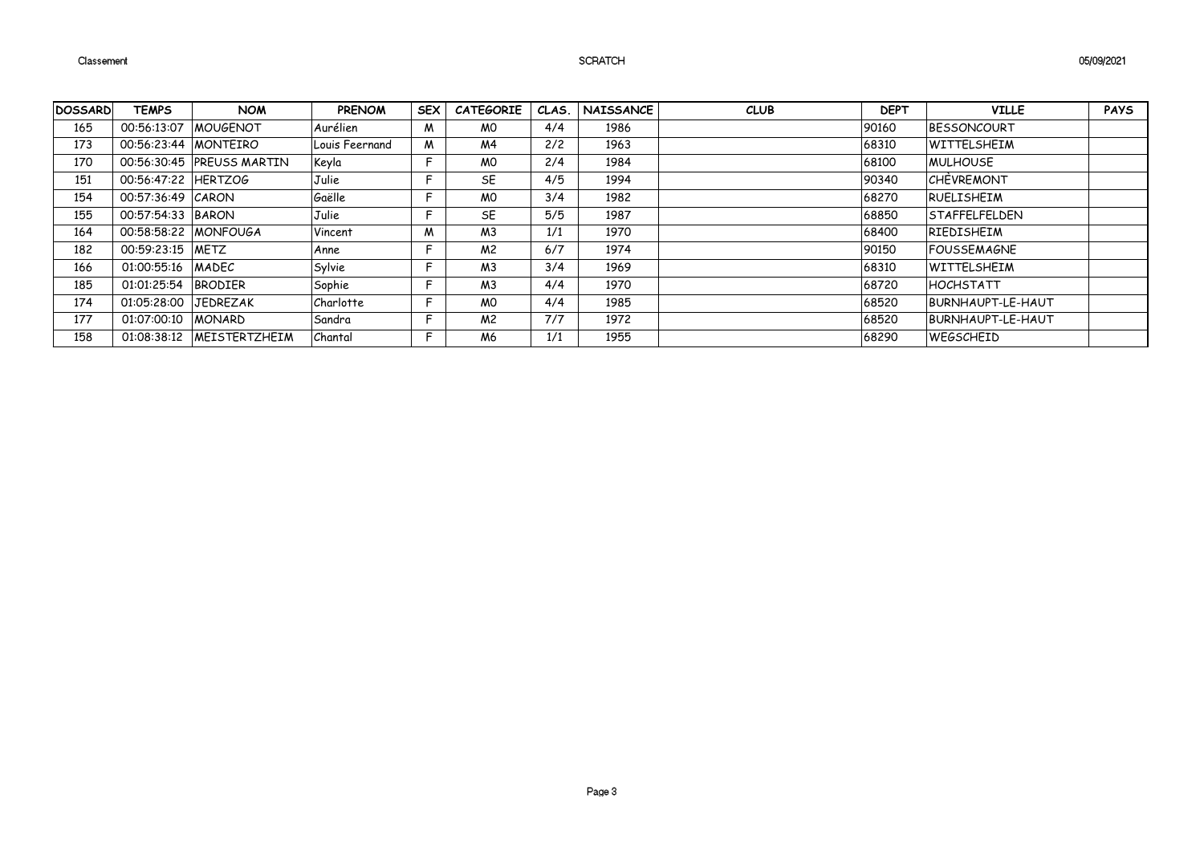| DOSSARD | TEMPS | NOM | PRENOM | SEX | CATEGORIE | CLAS. | NAISSANCE | CLUB | DEPT | VILLE | PAYS |
|---|---|---|---|---|---|---|---|---|---|---|---|
| 165 | 00:56:13:07 | MOUGENOT | Aurélien | M | M0 | 4/4 | 1986 | | 90160 | BESSONCOURT | |
| 173 | 00:56:23:44 | MONTEIRO | Louis Feernand | M | M4 | 2/2 | 1963 | | 68310 | WITTELSHEIM | |
| 170 | 00:56:30:45 | PREUSS MARTIN | Keyla | F | M0 | 2/4 | 1984 | | 68100 | MULHOUSE | |
| 151 | 00:56:47:22 | HERTZOG | Julie | F | SE | 4/5 | 1994 | | 90340 | CHÈVREMONT | |
| 154 | 00:57:36:49 | CARON | Gaëlle | F | M0 | 3/4 | 1982 | | 68270 | RUELISHEIM | |
| 155 | 00:57:54:33 | BARON | Julie | F | SE | 5/5 | 1987 | | 68850 | STAFFELFELDEN | |
| 164 | 00:58:58:22 | MONFOUGA | Vincent | M | M3 | 1/1 | 1970 | | 68400 | RIEDISHEIM | |
| 182 | 00:59:23:15 | METZ | Anne | F | M2 | 6/7 | 1974 | | 90150 | FOUSSEMAGNE | |
| 166 | 01:00:55:16 | MADEC | Sylvie | F | M3 | 3/4 | 1969 | | 68310 | WITTELSHEIM | |
| 185 | 01:01:25:54 | BRODIER | Sophie | F | M3 | 4/4 | 1970 | | 68720 | HOCHSTATT | |
| 174 | 01:05:28:00 | JEDREZAK | Charlotte | F | M0 | 4/4 | 1985 | | 68520 | BURNHAUPT-LE-HAUT | |
| 177 | 01:07:00:10 | MONARD | Sandra | F | M2 | 7/7 | 1972 | | 68520 | BURNHAUPT-LE-HAUT | |
| 158 | 01:08:38:12 | MEISTERTZHEIM | Chantal | F | M6 | 1/1 | 1955 | | 68290 | WEGSCHEID | |